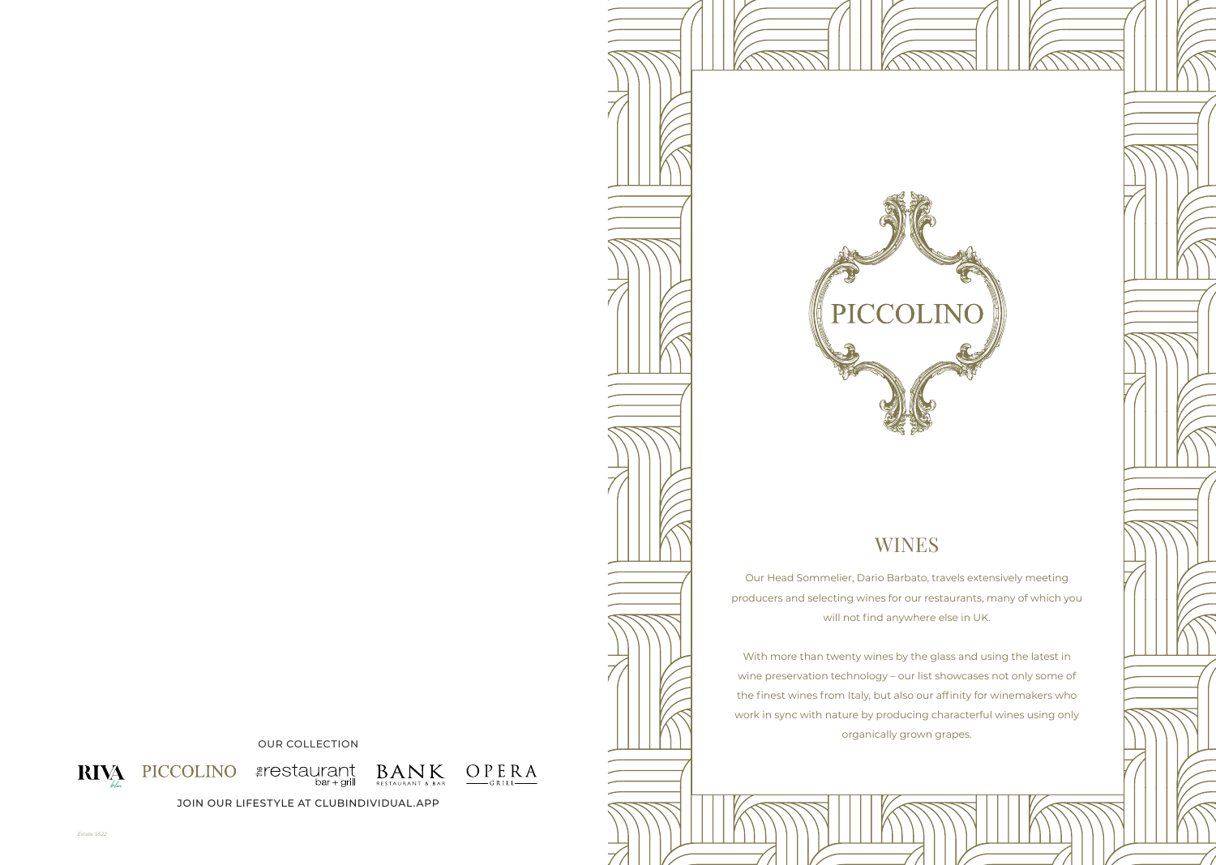# PICCOLINO

## WINES

Our Head Sommelier, Dario Barbato, travels extensively meeting producers and selecting wines for our restaurants, many of which you will not find anywhere else in UK.

With more than twenty wines by the glass and using the latest in wine preservation technology – our list showcases not only some of the finest wines from Italy, but also our affinity for winemakers who work in sync with nature by producing characterful wines using only organically grown grapes.

OUR COLLECTION

RIVA blu | PICCOLINO | the restaurant bar + grill | BANK RESTAURANT & BAR | OPERA GRILL

JOIN OUR LIFESTYLE AT CLUBINDIVIDUAL.APP

Estate SS22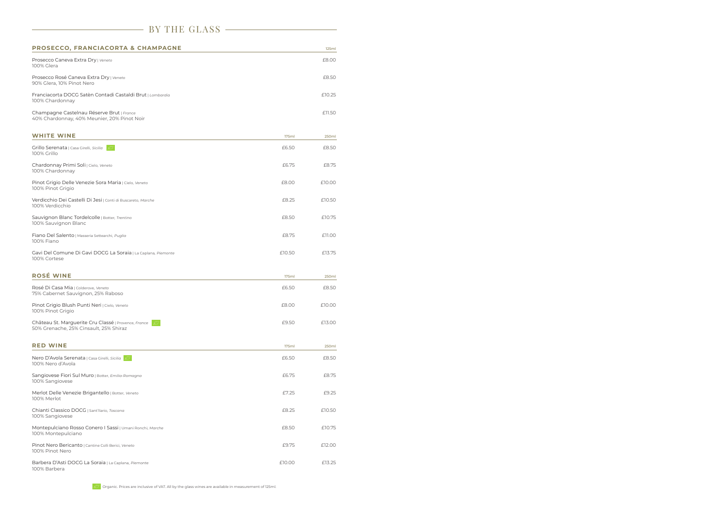# BY THE GLASS

## PROSECCO, FRANCIACORTA & CHAMPAGNE

| | 125ml |
|---|---|
| Prosecco Caneva Extra Dry \| *Veneto*<br>100% Glera | £8.00 |
| Prosecco Rosé Caneva Extra Dry \| *Veneto*<br>90% Glera, 10% Pinot Nero | £8.50 |
| Franciacorta DOCG Satèn Contadi Castaldi Brut \| *Lombardia*<br>100% Chardonnay | £10.25 |
| Champagne Castelnau Réserve Brut \| *France*<br>40% Chardonnay, 40% Meunier, 20% Pinot Noir | £11.50 |

## WHITE WINE

| | 175ml | 250ml |
|---|---|---|
| Grillo Serenata \| Casa Girelli, *Sicilia* (Organic)<br>100% Grillo | £6.50 | £8.50 |
| Chardonnay Primi Soli \| Cielo, *Veneto*<br>100% Chardonnay | £6.75 | £8.75 |
| Pinot Grigio Delle Venezie Sora Maria \| Cielo, *Veneto*<br>100% Pinot Grigio | £8.00 | £10.00 |
| Verdicchio Dei Castelli Di Jesi \| Conti di Buscareto, *Marche*<br>100% Verdicchio | £8.25 | £10.50 |
| Sauvignon Blanc Tordelcolle \| Botter, *Trentino*<br>100% Sauvignon Blanc | £8.50 | £10.75 |
| Fiano Del Salento \| Masseria Settearchi, *Puglia*<br>100% Fiano | £8.75 | £11.00 |
| Gavi Del Comune Di Gavi DOCG La Soraia \| La Caplana, *Piemonte*<br>100% Cortese | £10.50 | £13.75 |

## ROSÉ WINE

| | 175ml | 250ml |
|---|---|---|
| Rosé Di Casa Mia \| Colderove, *Veneto*<br>75% Cabernet Sauvignon, 25% Raboso | £6.50 | £8.50 |
| Pinot Grigio Blush Punti Neri \| Cielo, *Veneto*<br>100% Pinot Grigio | £8.00 | £10.00 |
| Château St. Marguerite Cru Classé \| Provence, *France* (Organic)<br>50% Grenache, 25% Cinsault, 25% Shiraz | £9.50 | £13.00 |

## RED WINE

| | 175ml | 250ml |
|---|---|---|
| Nero D'Avola Serenata \| Casa Girelli, *Sicilia* (Organic)<br>100% Nero d'Avola | £6.50 | £8.50 |
| Sangiovese Fiori Sul Muro \| Botter, *Emilia-Romagna*<br>100% Sangiovese | £6.75 | £8.75 |
| Merlot Delle Venezie Brigantello \| Botter, *Veneto*<br>100% Merlot | £7.25 | £9.25 |
| Chianti Classico DOCG \| Sant'Ilario, *Toscana*<br>100% Sangiovese | £8.25 | £10.50 |
| Montepulciano Rosso Conero I Sassi \| Umani Ronchi, *Marche*<br>100% Montepulciano | £8.50 | £10.75 |
| Pinot Nero Bericanto \| Cantine Colli Berici, *Veneto*<br>100% Pinot Nero | £9.75 | £12.00 |
| Barbera D'Asti DOCG La Soraia \| La Caplana, *Piemonte*<br>100% Barbera | £10.00 | £13.25 |

(Organic) Organic. Prices are inclusive of VAT. All by the glass wines are available in measurement of 125ml.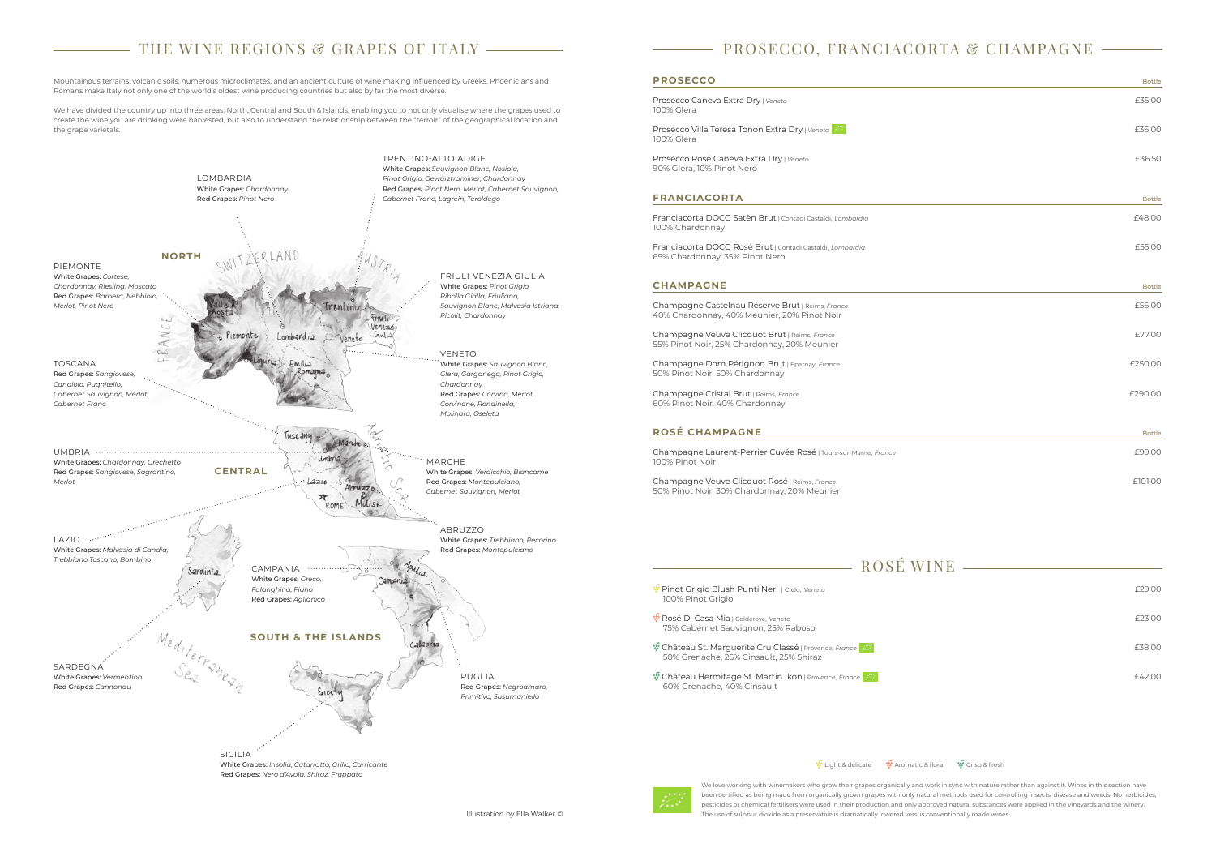## THE WINE REGIONS & GRAPES OF ITALY

Mountainous terrains, volcanic soils, numerous microclimates, and an ancient culture of wine making influenced by Greeks, Phoenicians and Romans make Italy not only one of the world's oldest wine producing countries but also by far the most diverse.

We have divided the country up into three areas; North, Central and South & Islands, enabling you to not only visualise where the grapes used to create the wine you are drinking were harvested, but also to understand the relationship between the "terroir" of the geographical location and the grape varietals.

### NORTH

**LOMBARDIA**
White Grapes: *Chardonnay*
Red Grapes: *Pinot Nero*

**TRENTINO-ALTO ADIGE**
White Grapes: *Sauvignon Blanc, Nosiola, Pinot Grigio, Gewürztraminer, Chardonnay*
Red Grapes: *Pinot Nero, Merlot, Cabernet Sauvignon, Cabernet Franc, Lagrein, Teroldego*

**PIEMONTE**
White Grapes: *Cortese, Chardonnay, Riesling, Moscato*
Red Grapes: *Barbera, Nebbiolo, Merlot, Pinot Nero*

**FRIULI-VENEZIA GIULIA**
White Grapes: *Pinot Grigio, Ribolla Gialla, Friuliano, Sauvignon Blanc, Malvasia Istriana, Picolit, Chardonnay*

**VENETO**
White Grapes: *Sauvignon Blanc, Glera, Garganega, Pinot Grigio, Chardonnay*
Red Grapes: *Corvina, Merlot, Corvinone, Rondinella, Molinara, Oseleta*

### CENTRAL

**TOSCANA**
Red Grapes: *Sangiovese, Canaiolo, Pugnitello, Cabernet Sauvignon, Merlot, Cabernet Franc*

**UMBRIA**
White Grapes: *Chardonnay, Grechetto*
Red Grapes: *Sangiovese, Sagrantino, Merlot*

**MARCHE**
White Grapes: *Verdicchio, Biancame*
Red Grapes: *Montepulciano, Cabernet Sauvignon, Merlot*

**LAZIO**
White Grapes: *Malvasia di Candia, Trebbiano Toscano, Bombino*

**ABRUZZO**
White Grapes: *Trebbiano, Pecorino*
Red Grapes: *Montepulciano*

### SOUTH & THE ISLANDS

**CAMPANIA**
White Grapes: *Greco, Falanghina, Fiano*
Red Grapes: *Aglianico*

**SARDEGNA**
White Grapes: *Vermentino*
Red Grapes: *Cannonau*

**PUGLIA**
Red Grapes: *Negroamaro, Primitivo, Susumaniello*

**SICILIA**
White Grapes: *Insolia, Catarratto, Grillo, Carricante*
Red Grapes: *Nero d'Avola, Shiraz, Frappato*

Illustration by Ella Walker ©

## PROSECCO, FRANCIACORTA & CHAMPAGNE

### PROSECCO

| | Bottle |
|---|---|
| Prosecco Caneva Extra Dry \| *Veneto*<br>100% Glera | £35.00 |
| Prosecco Villa Teresa Tonon Extra Dry \| *Veneto* (organic)<br>100% Glera | £36.00 |
| Prosecco Rosé Caneva Extra Dry \| *Veneto*<br>90% Glera, 10% Pinot Nero | £36.50 |

### FRANCIACORTA

| | Bottle |
|---|---|
| Franciacorta DOCG Satèn Brut \| Contadi Castaldi, *Lombardia*<br>100% Chardonnay | £48.00 |
| Franciacorta DOCG Rosé Brut \| Contadi Castaldi, *Lombardia*<br>65% Chardonnay, 35% Pinot Nero | £55.00 |

### CHAMPAGNE

| | Bottle |
|---|---|
| Champagne Castelnau Réserve Brut \| Reims, *France*<br>40% Chardonnay, 40% Meunier, 20% Pinot Noir | £56.00 |
| Champagne Veuve Clicquot Brut \| Reims, *France*<br>55% Pinot Noir, 25% Chardonnay, 20% Meunier | £77.00 |
| Champagne Dom Pérignon Brut \| Epernay, *France*<br>50% Pinot Noir, 50% Chardonnay | £250.00 |
| Champagne Cristal Brut \| Reims, *France*<br>60% Pinot Noir, 40% Chardonnay | £290.00 |

### ROSÉ CHAMPAGNE

| | Bottle |
|---|---|
| Champagne Laurent-Perrier Cuvée Rosé \| Tours-sur-Marne, *France*<br>100% Pinot Noir | £99.00 |
| Champagne Veuve Clicquot Rosé \| Reims, *France*<br>50% Pinot Noir, 30% Chardonnay, 20% Meunier | £101.00 |

## ROSÉ WINE

| | |
|---|---|
| Pinot Grigio Blush Punti Neri \| Cielo, *Veneto*<br>100% Pinot Grigio | £29.00 |
| Rosé Di Casa Mia \| Colderove, *Veneto*<br>75% Cabernet Sauvignon, 25% Raboso | £23.00 |
| Château St. Marguerite Cru Classé \| Provence, *France* (organic)<br>50% Grenache, 25% Cinsault, 25% Shiraz | £38.00 |
| Château Hermitage St. Martin Ikon \| Provence, *France* (organic)<br>60% Grenache, 40% Cinsault | £42.00 |

Light & delicate · Aromatic & floral · Crisp & fresh

We love working with winemakers who grow their grapes organically and work in sync with nature rather than against it. Wines in this section have been certified as being made from organically grown grapes with only natural methods used for controlling insects, disease and weeds. No herbicides, pesticides or chemical fertilisers were used in their production and only approved natural substances were applied in the vineyards and the winery. The use of sulphur dioxide as a preservative is dramatically lowered versus conventionally made wines.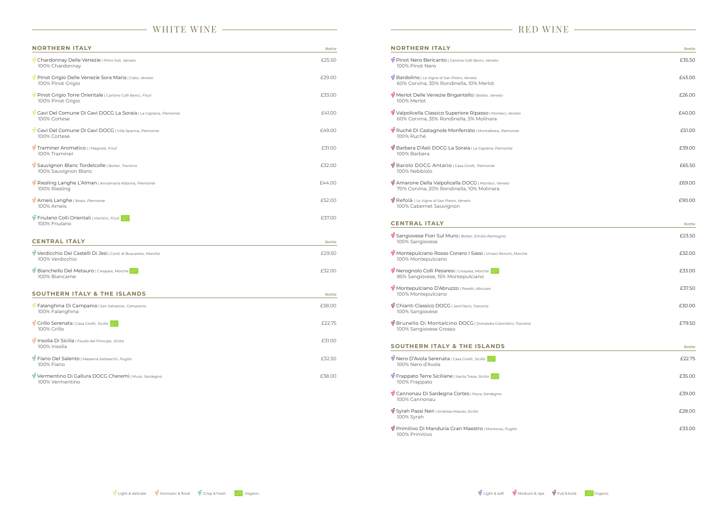# WHITE WINE

## NORTHERN ITALY

| | Bottle |
|---|---|
| Chardonnay Delle Venezie \| Primi Soli, *Veneto*<br>100% Chardonnay | £25.50 |
| Pinot Grigio Delle Venezie Sora Maria \| Cielo, *Veneto*<br>100% Pinot Grigio | £29.00 |
| Pinot Grigio Torre Orientale \| Cantine Colli Berici, *Friuli*<br>100% Pinot Grigio | £33.00 |
| Gavi Del Comune Di Gavi DOCG La Soraia \| La Caplana, *Piemonte*<br>100% Cortese | £41.00 |
| Gavi Del Comune Di Gavi DOCG \| Villa Sparina, *Piemonte*<br>100% Cortese | £49.00 |
| Traminer Aromatico \| I Magredi, *Friuli*<br>100% Traminer | £31.00 |
| Sauvignon Blanc Tordelcolle \| Botter, *Trentino*<br>100% Sauvignon Blanc | £32.00 |
| Riesling Langhe L'Alman \| Annamaria Abbona, *Piemonte*<br>100% Riesling | £44.00 |
| Arneis Langhe \| Bosio, *Piemonte*<br>100% Arneis | £52.00 |
| Friulano Colli Orientali \| Visintini, *Friuli* (Organic)<br>100% Friulano | £37.00 |

## CENTRAL ITALY

| | Bottle |
|---|---|
| Verdicchio Dei Castelli Di Jesi \| Conti di Buscareto, *Marche*<br>100% Verdicchio | £29.50 |
| Bianchello Del Metauro \| Crespaia, *Marche* (Organic)<br>100% Biancame | £32.00 |

## SOUTHERN ITALY & THE ISLANDS

| | Bottle |
|---|---|
| Falanghina Di Campania \| San Salvatore, *Campania*<br>100% Falanghina | £38.00 |
| Grillo Serenata \| Casa Girelli, *Sicilia* (Organic)<br>100% Grillo | £22.75 |
| Insolia Di Sicilia \| Feudo del Principe, *Sicilia*<br>100% Insolia | £31.00 |
| Fiano Del Salento \| Masseria Settearchi, *Puglia*<br>100% Fiano | £32.50 |
| Vermentino Di Gallura DOCG Cheremi \| Mura, *Sardegna*<br>100% Vermentino | £38.00 |

Light & delicate · Aromatic & floral · Crisp & fresh · Organic

# RED WINE

## NORTHERN ITALY

| | Bottle |
|---|---|
| Pinot Nero Bericanto \| Cantine Colli Berici, *Veneto*<br>100% Pinot Nero | £35.50 |
| Bardolino \| Le Vigne di San Pietro, *Veneto*<br>60% Corvina, 30% Rondinella, 10% Merlot | £43.00 |
| Merlot Delle Venezie Brigantello \| Botter, *Veneto*<br>100% Merlot | £26.00 |
| Valpolicella Classico Superiore Ripasso \| Monteci, *Veneto*<br>60% Corvina, 35% Rondinella, 5% Molinara | £40.00 |
| Ruché Di Castagnole Monferrato \| Montalbera, *Piemonte*<br>100% Ruché | £51.00 |
| Barbera D'Asti DOCG La Soraia \| La Caplana, *Piemonte*<br>100% Barbera | £39.00 |
| Barolo DOCG Antario \| Casa Girelli, *Piemonte*<br>100% Nebbiolo | £65.50 |
| Amarone Della Valpolicella DOCG \| Monteci, *Veneto*<br>70% Corvina, 20% Rondinella, 10% Molinara | £69.00 |
| Refolà \| Le Vigne di San Pietro, *Veneto*<br>100% Cabernet Sauvignon | £90.00 |

## CENTRAL ITALY

| | Bottle |
|---|---|
| Sangiovese Fiori Sul Muro \| Botter, *Emilia-Romagna*<br>100% Sangiovese | £23.50 |
| Montepulciano Rosso Conero I Sassi \| Umani Ronchi, *Marche*<br>100% Montepulciano | £32.00 |
| Nerognolo Colli Pesaresi \| Crespaia, *Marche* (Organic)<br>85% Sangiovese, 15% Montepulciano | £33.00 |
| Montepulciano D'Abruzzo \| Pasetti, *Abruzzo*<br>100% Montepulciano | £37.50 |
| Chianti Classico DOCG \| Sant'Ilario, *Toscana*<br>100% Sangiovese | £30.00 |
| Brunello Di Montalcino DOCG \| Donatella Colombini, *Toscana*<br>100% Sangiovese Grosso | £79.50 |

## SOUTHERN ITALY & THE ISLANDS

| | Bottle |
|---|---|
| Nero D'Avola Serenata \| Casa Girelli, *Sicilia* (Organic)<br>100% Nero d'Avola | £22.75 |
| Frappato Terre Siciliane \| Santa Tresa, *Sicilia* (Organic)<br>100% Frappato | £35.00 |
| Cannonau Di Sardegna Cortes \| Mura, *Sardegna*<br>100% Cannonau | £39.00 |
| Syrah Passi Neri \| Andreas Mazzei, *Sicilia*<br>100% Syrah | £28.00 |
| Primitivo Di Manduria Gran Maestro \| Montorso, *Puglia*<br>100% Primitivo | £33.00 |

Light & soft · Medium & ripe · Full & bold · Organic